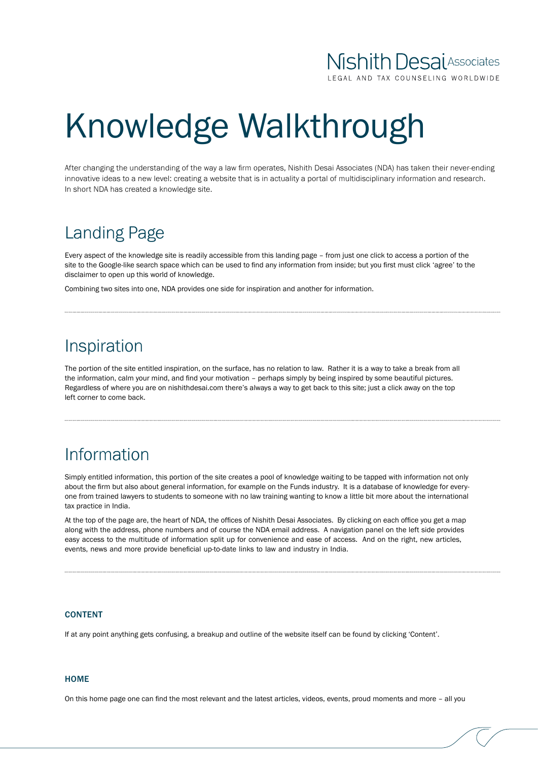# Knowledge Walkthrough

After changing the understanding of the way a law firm operates, Nishith Desai Associates (NDA) has taken their never-ending innovative ideas to a new level: creating a website that is in actuality a portal of multidisciplinary information and research. In short NDA has created a knowledge site.

## Landing Page

Every aspect of the knowledge site is readily accessible from this landing page – from just one click to access a portion of the site to the Google-like search space which can be used to find any information from inside; but you first must click 'agree' to the disclaimer to open up this world of knowledge.

Combining two sites into one, NDA provides one side for inspiration and another for information.

## Inspiration

The portion of the site entitled inspiration, on the surface, has no relation to law. Rather it is a way to take a break from all the information, calm your mind, and find your motivation – perhaps simply by being inspired by some beautiful pictures. Regardless of where you are on nishithdesai.com there's always a way to get back to this site; just a click away on the top left corner to come back.

## Information

Simply entitled information, this portion of the site creates a pool of knowledge waiting to be tapped with information not only about the firm but also about general information, for example on the Funds industry. It is a database of knowledge for everyone from trained lawyers to students to someone with no law training wanting to know a little bit more about the international tax practice in India.

At the top of the page are, the heart of NDA, the offices of Nishith Desai Associates. By clicking on each office you get a map along with the address, phone numbers and of course the NDA email address. A navigation panel on the left side provides easy access to the multitude of information split up for convenience and ease of access. And on the right, new articles, events, news and more provide beneficial up-to-date links to law and industry in India.

### CONTENT

If at any point anything gets confusing, a breakup and outline of the website itself can be found by clicking 'Content'.

### HOME

On this home page one can find the most relevant and the latest articles, videos, events, proud moments and more – all you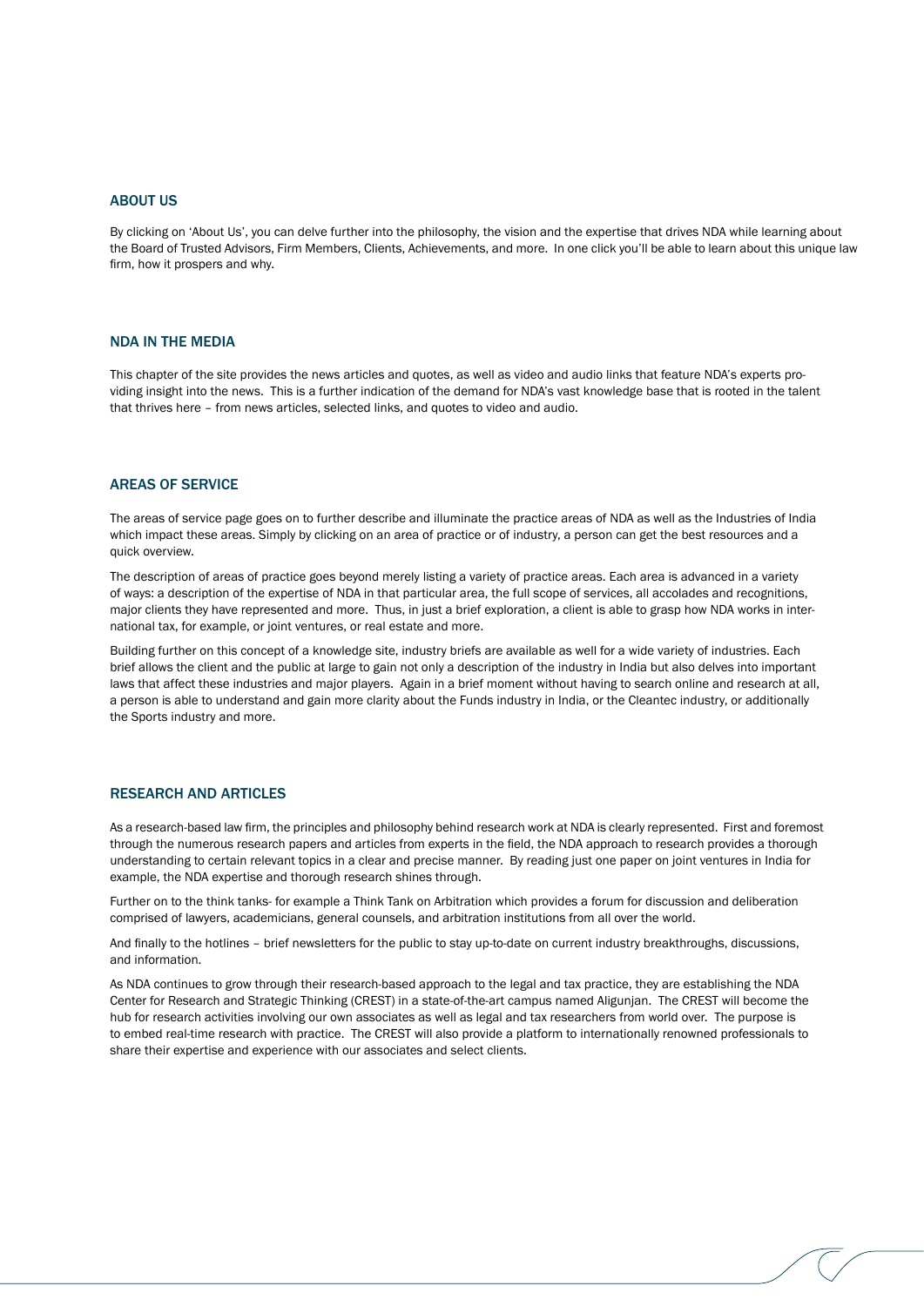## ABOUT US

By clicking on 'About Us', you can delve further into the philosophy, the vision and the expertise that drives NDA while learning about the Board of Trusted Advisors, Firm Members, Clients, Achievements, and more. In one click you'll be able to learn about this unique law firm, how it prospers and why.

## NDA IN THE MEDIA

This chapter of the site provides the news articles and quotes, as well as video and audio links that feature NDA's experts providing insight into the news. This is a further indication of the demand for NDA's vast knowledge base that is rooted in the talent that thrives here – from news articles, selected links, and quotes to video and audio.

## AREAS OF SERVICE

The areas of service page goes on to further describe and illuminate the practice areas of NDA as well as the Industries of India which impact these areas. Simply by clicking on an area of practice or of industry, a person can get the best resources and a quick overview.

The description of areas of practice goes beyond merely listing a variety of practice areas. Each area is advanced in a variety of ways: a description of the expertise of NDA in that particular area, the full scope of services, all accolades and recognitions, major clients they have represented and more. Thus, in just a brief exploration, a client is able to grasp how NDA works in international tax, for example, or joint ventures, or real estate and more.

Building further on this concept of a knowledge site, industry briefs are available as well for a wide variety of industries. Each brief allows the client and the public at large to gain not only a description of the industry in India but also delves into important laws that affect these industries and major players. Again in a brief moment without having to search online and research at all, a person is able to understand and gain more clarity about the Funds industry in India, or the Cleantec industry, or additionally the Sports industry and more.

## RESEARCH AND ARTICLES

As a research-based law firm, the principles and philosophy behind research work at NDA is clearly represented. First and foremost through the numerous research papers and articles from experts in the field, the NDA approach to research provides a thorough understanding to certain relevant topics in a clear and precise manner. By reading just one paper on joint ventures in India for example, the NDA expertise and thorough research shines through.

Further on to the think tanks- for example a Think Tank on Arbitration which provides a forum for discussion and deliberation comprised of lawyers, academicians, general counsels, and arbitration institutions from all over the world.

And finally to the hotlines – brief newsletters for the public to stay up-to-date on current industry breakthroughs, discussions, and information.

As NDA continues to grow through their research-based approach to the legal and tax practice, they are establishing the NDA Center for Research and Strategic Thinking (CREST) in a state-of-the-art campus named Aligunjan. The CREST will become the hub for research activities involving our own associates as well as legal and tax researchers from world over. The purpose is to embed real-time research with practice. The CREST will also provide a platform to internationally renowned professionals to share their expertise and experience with our associates and select clients.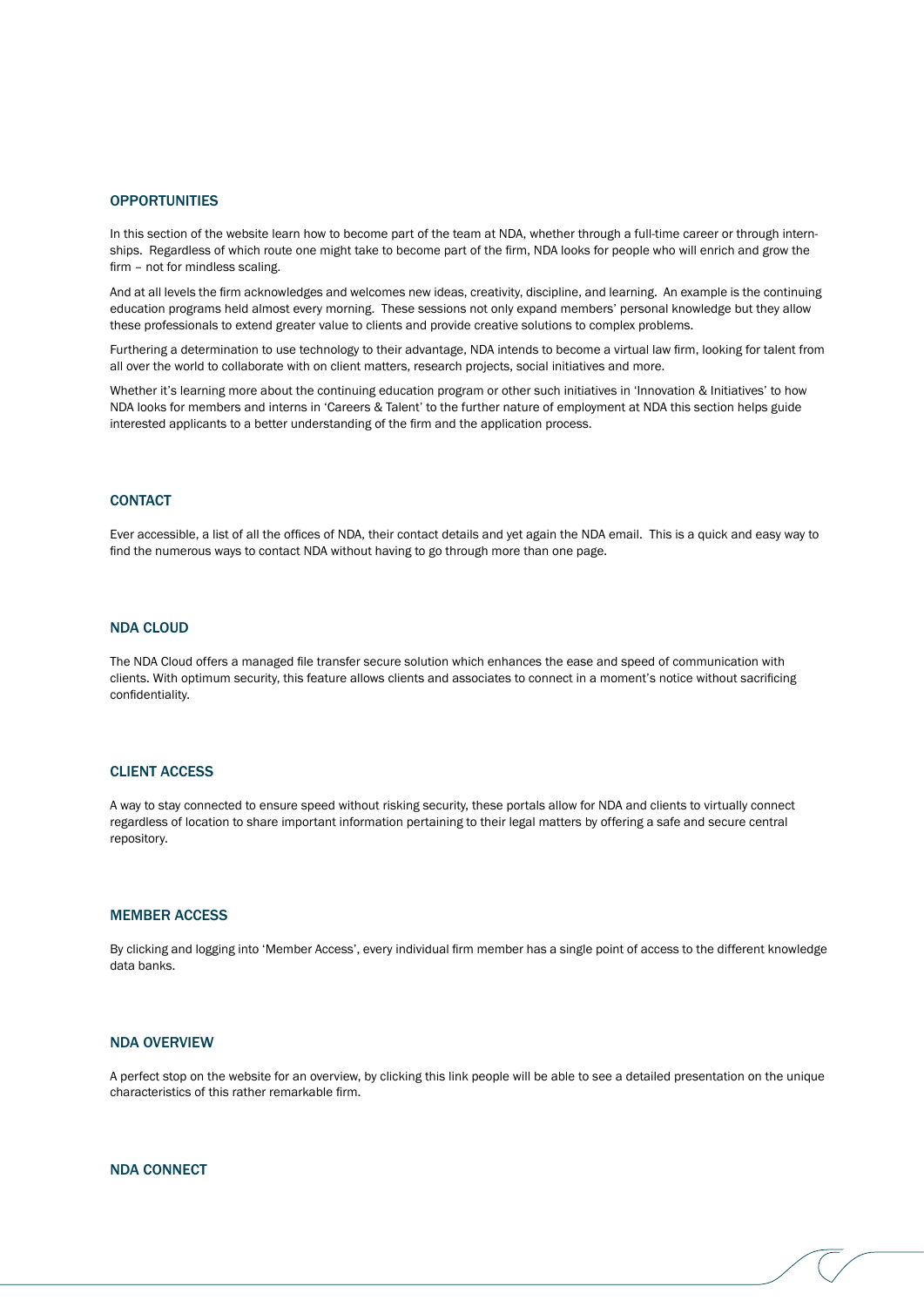## OPPORTUNITIES

In this section of the website learn how to become part of the team at NDA, whether through a full-time career or through internships. Regardless of which route one might take to become part of the firm, NDA looks for people who will enrich and grow the firm – not for mindless scaling.

And at all levels the firm acknowledges and welcomes new ideas, creativity, discipline, and learning. An example is the continuing education programs held almost every morning. These sessions not only expand members' personal knowledge but they allow these professionals to extend greater value to clients and provide creative solutions to complex problems.

Furthering a determination to use technology to their advantage, NDA intends to become a virtual law firm, looking for talent from all over the world to collaborate with on client matters, research projects, social initiatives and more.

Whether it's learning more about the continuing education program or other such initiatives in 'Innovation & Initiatives' to how NDA looks for members and interns in 'Careers & Talent' to the further nature of employment at NDA this section helps guide interested applicants to a better understanding of the firm and the application process.

## CONTACT

Ever accessible, a list of all the offices of NDA, their contact details and yet again the NDA email. This is a quick and easy way to find the numerous ways to contact NDA without having to go through more than one page.

## NDA CLOUD

The NDA Cloud offers a managed file transfer secure solution which enhances the ease and speed of communication with clients. With optimum security, this feature allows clients and associates to connect in a moment's notice without sacrificing confidentiality.

## CLIENT ACCESS

A way to stay connected to ensure speed without risking security, these portals allow for NDA and clients to virtually connect regardless of location to share important information pertaining to their legal matters by offering a safe and secure central repository.

## MEMBER ACCESS

By clicking and logging into 'Member Access', every individual firm member has a single point of access to the different knowledge data banks.

## NDA OVERVIEW

A perfect stop on the website for an overview, by clicking this link people will be able to see a detailed presentation on the unique characteristics of this rather remarkable firm.

## NDA CONNECT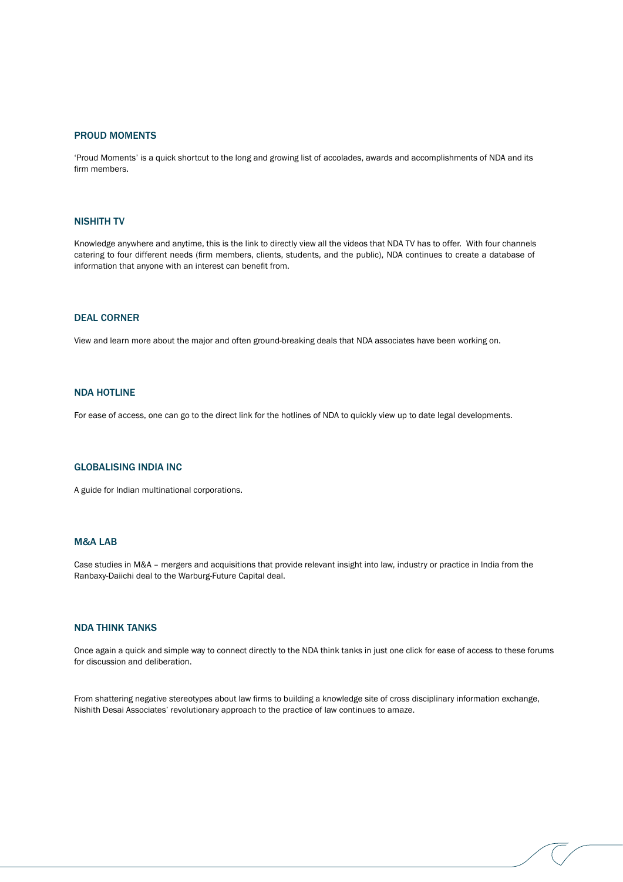## PROUD MOMENTS

'Proud Moments' is a quick shortcut to the long and growing list of accolades, awards and accomplishments of NDA and its firm members.

## NISHITH TV

Knowledge anywhere and anytime, this is the link to directly view all the videos that NDA TV has to offer. With four channels catering to four different needs (firm members, clients, students, and the public), NDA continues to create a database of information that anyone with an interest can benefit from.

## DEAL CORNER

View and learn more about the major and often ground-breaking deals that NDA associates have been working on.

## NDA HOTLINE

For ease of access, one can go to the direct link for the hotlines of NDA to quickly view up to date legal developments.

## GLOBALISING INDIA INC

A guide for Indian multinational corporations.

## M&A LAB

Case studies in M&A – mergers and acquisitions that provide relevant insight into law, industry or practice in India from the Ranbaxy-Daiichi deal to the Warburg-Future Capital deal.

## NDA THINK TANKS

Once again a quick and simple way to connect directly to the NDA think tanks in just one click for ease of access to these forums for discussion and deliberation.

From shattering negative stereotypes about law firms to building a knowledge site of cross disciplinary information exchange, Nishith Desai Associates' revolutionary approach to the practice of law continues to amaze.